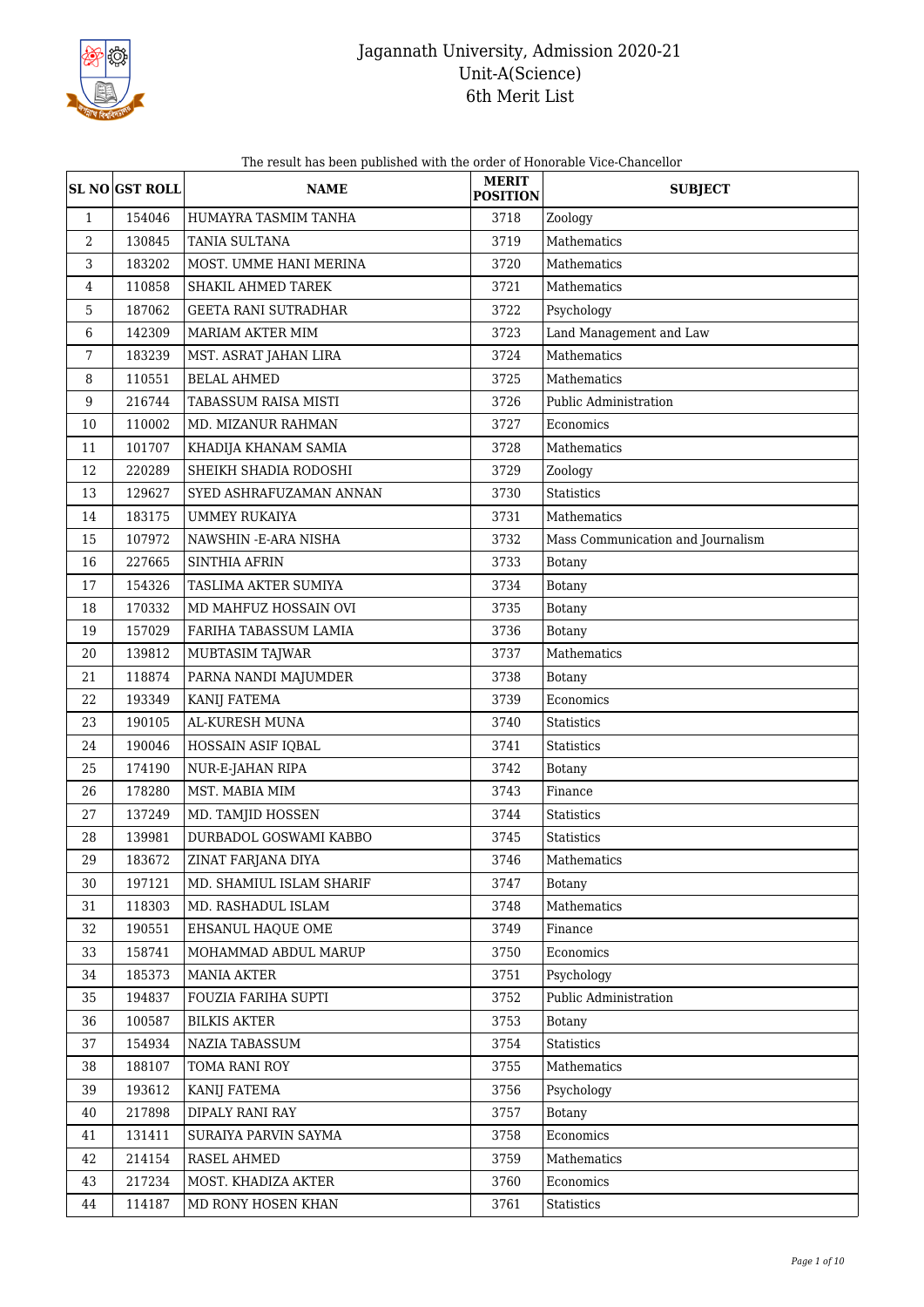# Jagannath University, Admission 2020-21
## Unit-A(Science)
## 6th Merit List

The result has been published with the order of Honorable Vice-Chancellor

| SL NO | GST ROLL | NAME | MERIT POSITION | SUBJECT |
|---|---|---|---|---|
| 1 | 154046 | HUMAYRA TASMIM TANHA | 3718 | Zoology |
| 2 | 130845 | TANIA SULTANA | 3719 | Mathematics |
| 3 | 183202 | MOST. UMME HANI MERINA | 3720 | Mathematics |
| 4 | 110858 | SHAKIL AHMED TAREK | 3721 | Mathematics |
| 5 | 187062 | GEETA RANI SUTRADHAR | 3722 | Psychology |
| 6 | 142309 | MARIAM AKTER MIM | 3723 | Land Management and Law |
| 7 | 183239 | MST. ASRAT JAHAN LIRA | 3724 | Mathematics |
| 8 | 110551 | BELAL AHMED | 3725 | Mathematics |
| 9 | 216744 | TABASSUM RAISA MISTI | 3726 | Public Administration |
| 10 | 110002 | MD. MIZANUR RAHMAN | 3727 | Economics |
| 11 | 101707 | KHADIJA KHANAM SAMIA | 3728 | Mathematics |
| 12 | 220289 | SHEIKH SHADIA RODOSHI | 3729 | Zoology |
| 13 | 129627 | SYED ASHRAFUZAMAN ANNAN | 3730 | Statistics |
| 14 | 183175 | UMMEY RUKAIYA | 3731 | Mathematics |
| 15 | 107972 | NAWSHIN -E-ARA NISHA | 3732 | Mass Communication and Journalism |
| 16 | 227665 | SINTHIA AFRIN | 3733 | Botany |
| 17 | 154326 | TASLIMA AKTER SUMIYA | 3734 | Botany |
| 18 | 170332 | MD MAHFUZ HOSSAIN OVI | 3735 | Botany |
| 19 | 157029 | FARIHA TABASSUM LAMIA | 3736 | Botany |
| 20 | 139812 | MUBTASIM TAJWAR | 3737 | Mathematics |
| 21 | 118874 | PARNA NANDI MAJUMDER | 3738 | Botany |
| 22 | 193349 | KANIJ FATEMA | 3739 | Economics |
| 23 | 190105 | AL-KURESH MUNA | 3740 | Statistics |
| 24 | 190046 | HOSSAIN ASIF IQBAL | 3741 | Statistics |
| 25 | 174190 | NUR-E-JAHAN RIPA | 3742 | Botany |
| 26 | 178280 | MST. MABIA MIM | 3743 | Finance |
| 27 | 137249 | MD. TAMJID HOSSEN | 3744 | Statistics |
| 28 | 139981 | DURBADOL GOSWAMI KABBO | 3745 | Statistics |
| 29 | 183672 | ZINAT FARJANA DIYA | 3746 | Mathematics |
| 30 | 197121 | MD. SHAMIUL ISLAM SHARIF | 3747 | Botany |
| 31 | 118303 | MD. RASHADUL ISLAM | 3748 | Mathematics |
| 32 | 190551 | EHSANUL HAQUE OME | 3749 | Finance |
| 33 | 158741 | MOHAMMAD ABDUL MARUP | 3750 | Economics |
| 34 | 185373 | MANIA AKTER | 3751 | Psychology |
| 35 | 194837 | FOUZIA FARIHA SUPTI | 3752 | Public Administration |
| 36 | 100587 | BILKIS AKTER | 3753 | Botany |
| 37 | 154934 | NAZIA TABASSUM | 3754 | Statistics |
| 38 | 188107 | TOMA RANI ROY | 3755 | Mathematics |
| 39 | 193612 | KANIJ FATEMA | 3756 | Psychology |
| 40 | 217898 | DIPALY RANI RAY | 3757 | Botany |
| 41 | 131411 | SURAIYA PARVIN SAYMA | 3758 | Economics |
| 42 | 214154 | RASEL AHMED | 3759 | Mathematics |
| 43 | 217234 | MOST. KHADIZA AKTER | 3760 | Economics |
| 44 | 114187 | MD RONY HOSEN KHAN | 3761 | Statistics |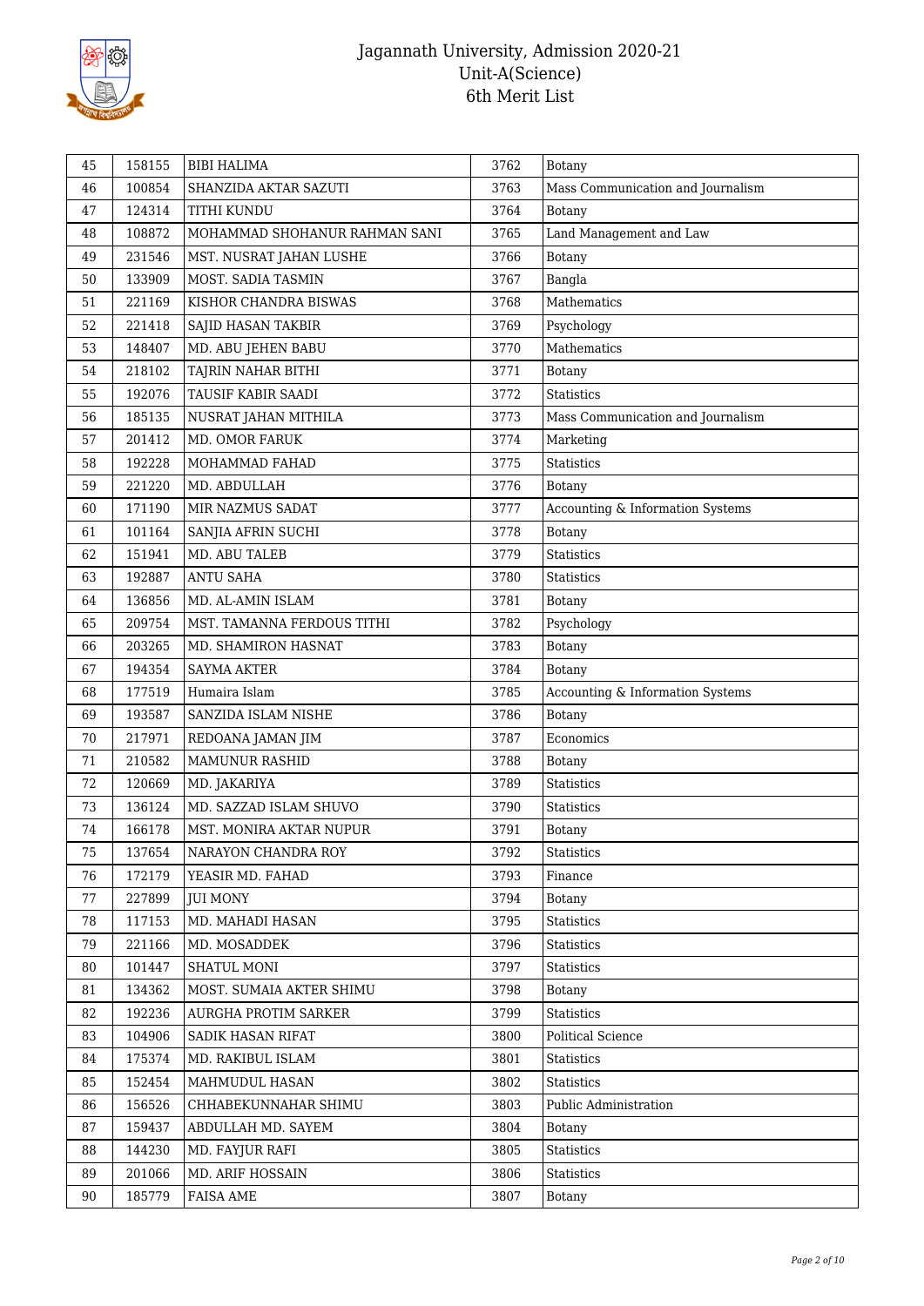| 45 | 158155 | BIBI HALIMA | 3762 | Botany |
|---|---|---|---|---|
| 46 | 100854 | SHANZIDA AKTAR SAZUTI | 3763 | Mass Communication and Journalism |
| 47 | 124314 | TITHI KUNDU | 3764 | Botany |
| 48 | 108872 | MOHAMMAD SHOHANUR RAHMAN SANI | 3765 | Land Management and Law |
| 49 | 231546 | MST. NUSRAT JAHAN LUSHE | 3766 | Botany |
| 50 | 133909 | MOST. SADIA TASMIN | 3767 | Bangla |
| 51 | 221169 | KISHOR CHANDRA BISWAS | 3768 | Mathematics |
| 52 | 221418 | SAJID HASAN TAKBIR | 3769 | Psychology |
| 53 | 148407 | MD. ABU JEHEN BABU | 3770 | Mathematics |
| 54 | 218102 | TAJRIN NAHAR BITHI | 3771 | Botany |
| 55 | 192076 | TAUSIF KABIR SAADI | 3772 | Statistics |
| 56 | 185135 | NUSRAT JAHAN MITHILA | 3773 | Mass Communication and Journalism |
| 57 | 201412 | MD. OMOR FARUK | 3774 | Marketing |
| 58 | 192228 | MOHAMMAD FAHAD | 3775 | Statistics |
| 59 | 221220 | MD. ABDULLAH | 3776 | Botany |
| 60 | 171190 | MIR NAZMUS SADAT | 3777 | Accounting & Information Systems |
| 61 | 101164 | SANJIA AFRIN SUCHI | 3778 | Botany |
| 62 | 151941 | MD. ABU TALEB | 3779 | Statistics |
| 63 | 192887 | ANTU SAHA | 3780 | Statistics |
| 64 | 136856 | MD. AL-AMIN ISLAM | 3781 | Botany |
| 65 | 209754 | MST. TAMANNA FERDOUS TITHI | 3782 | Psychology |
| 66 | 203265 | MD. SHAMIRON HASNAT | 3783 | Botany |
| 67 | 194354 | SAYMA AKTER | 3784 | Botany |
| 68 | 177519 | Humaira Islam | 3785 | Accounting & Information Systems |
| 69 | 193587 | SANZIDA ISLAM NISHE | 3786 | Botany |
| 70 | 217971 | REDOANA JAMAN JIM | 3787 | Economics |
| 71 | 210582 | MAMUNUR RASHID | 3788 | Botany |
| 72 | 120669 | MD. JAKARIYA | 3789 | Statistics |
| 73 | 136124 | MD. SAZZAD ISLAM SHUVO | 3790 | Statistics |
| 74 | 166178 | MST. MONIRA AKTAR NUPUR | 3791 | Botany |
| 75 | 137654 | NARAYON CHANDRA ROY | 3792 | Statistics |
| 76 | 172179 | YEASIR MD. FAHAD | 3793 | Finance |
| 77 | 227899 | JUI MONY | 3794 | Botany |
| 78 | 117153 | MD. MAHADI HASAN | 3795 | Statistics |
| 79 | 221166 | MD. MOSADDEK | 3796 | Statistics |
| 80 | 101447 | SHATUL MONI | 3797 | Statistics |
| 81 | 134362 | MOST. SUMAIA AKTER SHIMU | 3798 | Botany |
| 82 | 192236 | AURGHA PROTIM SARKER | 3799 | Statistics |
| 83 | 104906 | SADIK HASAN RIFAT | 3800 | Political Science |
| 84 | 175374 | MD. RAKIBUL ISLAM | 3801 | Statistics |
| 85 | 152454 | MAHMUDUL HASAN | 3802 | Statistics |
| 86 | 156526 | CHHABEKUNNAHAR SHIMU | 3803 | Public Administration |
| 87 | 159437 | ABDULLAH MD. SAYEM | 3804 | Botany |
| 88 | 144230 | MD. FAYJUR RAFI | 3805 | Statistics |
| 89 | 201066 | MD. ARIF HOSSAIN | 3806 | Statistics |
| 90 | 185779 | FAISA AME | 3807 | Botany |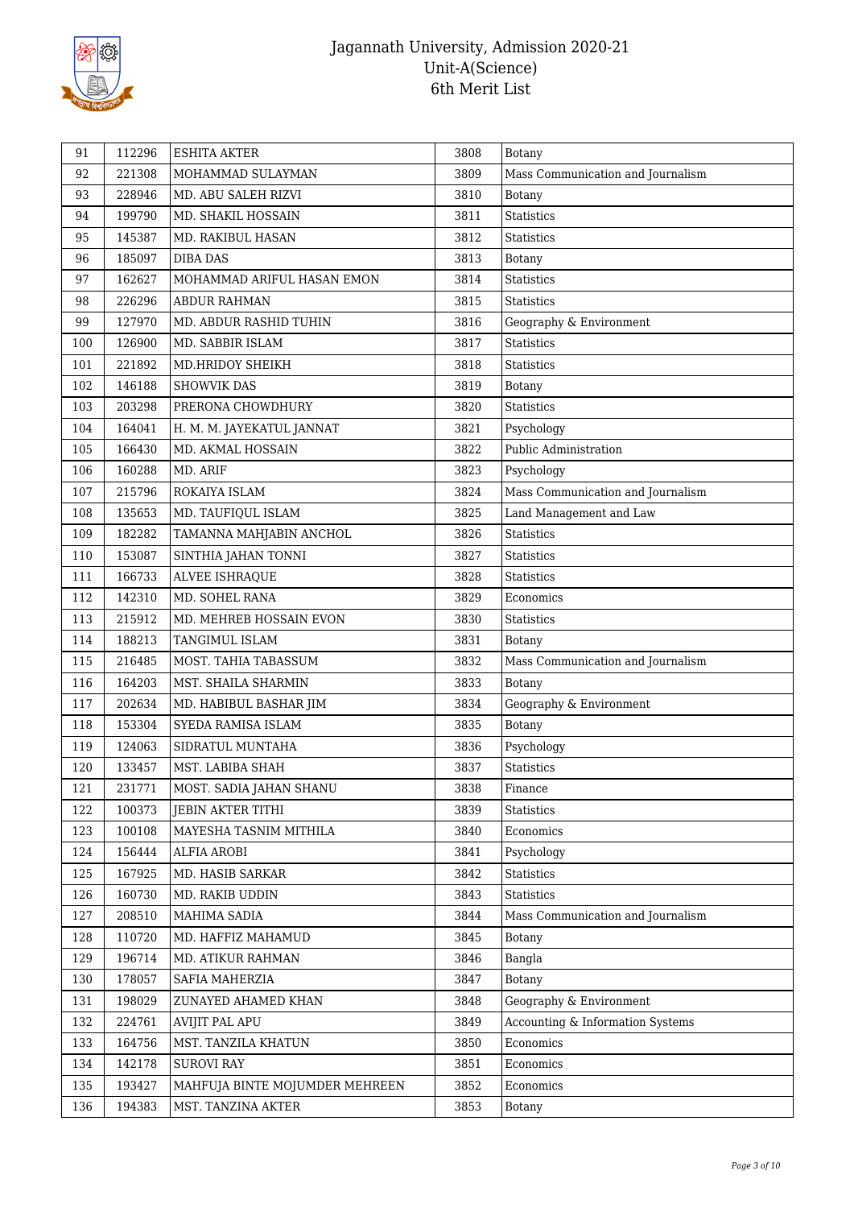| 91 | 112296 | ESHITA AKTER | 3808 | Botany |
|---|---|---|---|---|
| 92 | 221308 | MOHAMMAD SULAYMAN | 3809 | Mass Communication and Journalism |
| 93 | 228946 | MD. ABU SALEH RIZVI | 3810 | Botany |
| 94 | 199790 | MD. SHAKIL HOSSAIN | 3811 | Statistics |
| 95 | 145387 | MD. RAKIBUL HASAN | 3812 | Statistics |
| 96 | 185097 | DIBA DAS | 3813 | Botany |
| 97 | 162627 | MOHAMMAD ARIFUL HASAN EMON | 3814 | Statistics |
| 98 | 226296 | ABDUR RAHMAN | 3815 | Statistics |
| 99 | 127970 | MD. ABDUR RASHID TUHIN | 3816 | Geography & Environment |
| 100 | 126900 | MD. SABBIR ISLAM | 3817 | Statistics |
| 101 | 221892 | MD.HRIDOY SHEIKH | 3818 | Statistics |
| 102 | 146188 | SHOWVIK DAS | 3819 | Botany |
| 103 | 203298 | PRERONA CHOWDHURY | 3820 | Statistics |
| 104 | 164041 | H. M. M. JAYEKATUL JANNAT | 3821 | Psychology |
| 105 | 166430 | MD. AKMAL HOSSAIN | 3822 | Public Administration |
| 106 | 160288 | MD. ARIF | 3823 | Psychology |
| 107 | 215796 | ROKAIYA ISLAM | 3824 | Mass Communication and Journalism |
| 108 | 135653 | MD. TAUFIQUL ISLAM | 3825 | Land Management and Law |
| 109 | 182282 | TAMANNA MAHJABIN ANCHOL | 3826 | Statistics |
| 110 | 153087 | SINTHIA JAHAN TONNI | 3827 | Statistics |
| 111 | 166733 | ALVEE ISHRAQUE | 3828 | Statistics |
| 112 | 142310 | MD. SOHEL RANA | 3829 | Economics |
| 113 | 215912 | MD. MEHREB HOSSAIN EVON | 3830 | Statistics |
| 114 | 188213 | TANGIMUL ISLAM | 3831 | Botany |
| 115 | 216485 | MOST. TAHIA TABASSUM | 3832 | Mass Communication and Journalism |
| 116 | 164203 | MST. SHAILA SHARMIN | 3833 | Botany |
| 117 | 202634 | MD. HABIBUL BASHAR JIM | 3834 | Geography & Environment |
| 118 | 153304 | SYEDA RAMISA ISLAM | 3835 | Botany |
| 119 | 124063 | SIDRATUL MUNTAHA | 3836 | Psychology |
| 120 | 133457 | MST. LABIBA SHAH | 3837 | Statistics |
| 121 | 231771 | MOST. SADIA JAHAN SHANU | 3838 | Finance |
| 122 | 100373 | JEBIN AKTER TITHI | 3839 | Statistics |
| 123 | 100108 | MAYESHA TASNIM MITHILA | 3840 | Economics |
| 124 | 156444 | ALFIA AROBI | 3841 | Psychology |
| 125 | 167925 | MD. HASIB SARKAR | 3842 | Statistics |
| 126 | 160730 | MD. RAKIB UDDIN | 3843 | Statistics |
| 127 | 208510 | MAHIMA SADIA | 3844 | Mass Communication and Journalism |
| 128 | 110720 | MD. HAFFIZ MAHAMUD | 3845 | Botany |
| 129 | 196714 | MD. ATIKUR RAHMAN | 3846 | Bangla |
| 130 | 178057 | SAFIA MAHERZIA | 3847 | Botany |
| 131 | 198029 | ZUNAYED AHAMED KHAN | 3848 | Geography & Environment |
| 132 | 224761 | AVIJIT PAL APU | 3849 | Accounting & Information Systems |
| 133 | 164756 | MST. TANZILA KHATUN | 3850 | Economics |
| 134 | 142178 | SUROVI RAY | 3851 | Economics |
| 135 | 193427 | MAHFUJA BINTE MOJUMDER MEHREEN | 3852 | Economics |
| 136 | 194383 | MST. TANZINA AKTER | 3853 | Botany |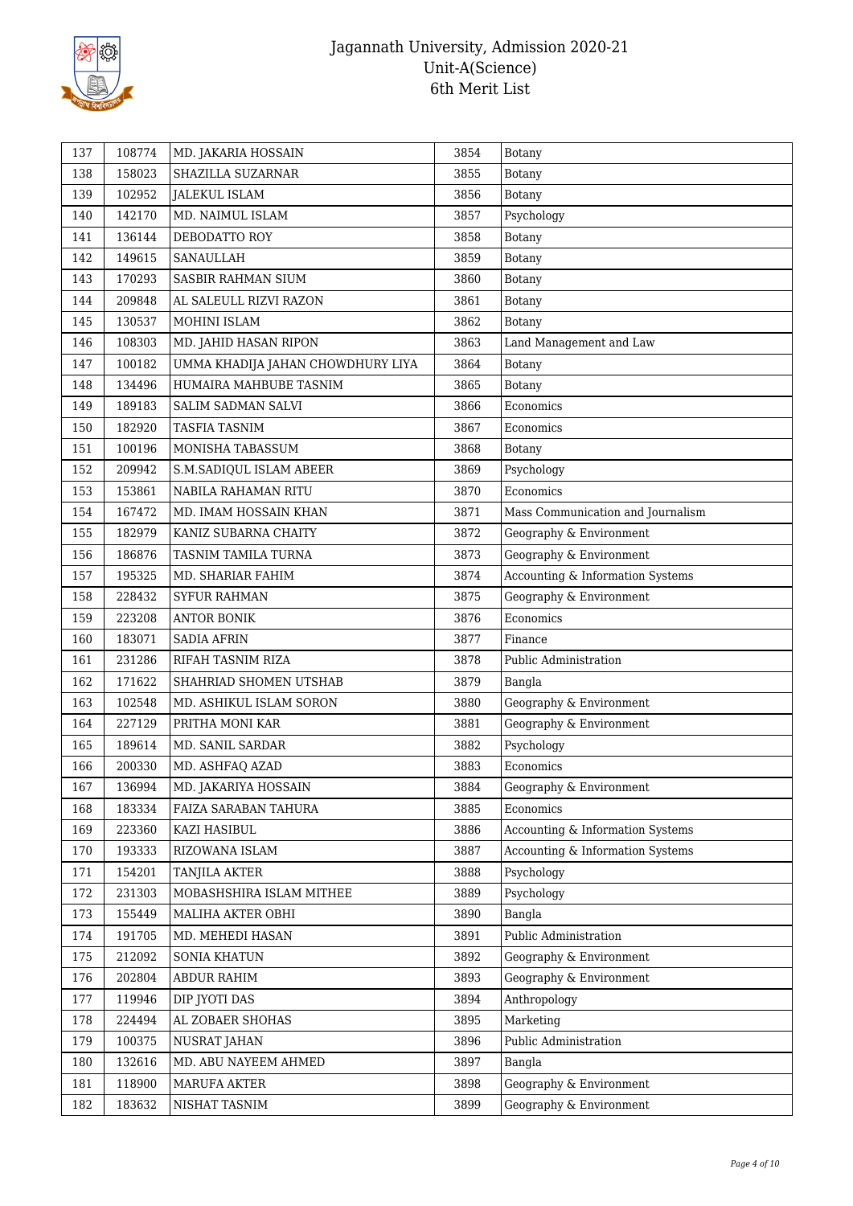| 137 | 108774 | MD. JAKARIA HOSSAIN | 3854 | Botany |
|---|---|---|---|---|
| 138 | 158023 | SHAZILLA SUZARNAR | 3855 | Botany |
| 139 | 102952 | JALEKUL ISLAM | 3856 | Botany |
| 140 | 142170 | MD. NAIMUL ISLAM | 3857 | Psychology |
| 141 | 136144 | DEBODATTO ROY | 3858 | Botany |
| 142 | 149615 | SANAULLAH | 3859 | Botany |
| 143 | 170293 | SASBIR RAHMAN SIUM | 3860 | Botany |
| 144 | 209848 | AL SALEULL RIZVI RAZON | 3861 | Botany |
| 145 | 130537 | MOHINI ISLAM | 3862 | Botany |
| 146 | 108303 | MD. JAHID HASAN RIPON | 3863 | Land Management and Law |
| 147 | 100182 | UMMA KHADIJA JAHAN CHOWDHURY LIYA | 3864 | Botany |
| 148 | 134496 | HUMAIRA MAHBUBE TASNIM | 3865 | Botany |
| 149 | 189183 | SALIM SADMAN SALVI | 3866 | Economics |
| 150 | 182920 | TASFIA TASNIM | 3867 | Economics |
| 151 | 100196 | MONISHA TABASSUM | 3868 | Botany |
| 152 | 209942 | S.M.SADIQUL ISLAM ABEER | 3869 | Psychology |
| 153 | 153861 | NABILA RAHAMAN RITU | 3870 | Economics |
| 154 | 167472 | MD. IMAM HOSSAIN KHAN | 3871 | Mass Communication and Journalism |
| 155 | 182979 | KANIZ SUBARNA CHAITY | 3872 | Geography & Environment |
| 156 | 186876 | TASNIM TAMILA TURNA | 3873 | Geography & Environment |
| 157 | 195325 | MD. SHARIAR FAHIM | 3874 | Accounting & Information Systems |
| 158 | 228432 | SYFUR RAHMAN | 3875 | Geography & Environment |
| 159 | 223208 | ANTOR BONIK | 3876 | Economics |
| 160 | 183071 | SADIA AFRIN | 3877 | Finance |
| 161 | 231286 | RIFAH TASNIM RIZA | 3878 | Public Administration |
| 162 | 171622 | SHAHRIAD SHOMEN UTSHAB | 3879 | Bangla |
| 163 | 102548 | MD. ASHIKUL ISLAM SORON | 3880 | Geography & Environment |
| 164 | 227129 | PRITHA MONI KAR | 3881 | Geography & Environment |
| 165 | 189614 | MD. SANIL SARDAR | 3882 | Psychology |
| 166 | 200330 | MD. ASHFAQ AZAD | 3883 | Economics |
| 167 | 136994 | MD. JAKARIYA HOSSAIN | 3884 | Geography & Environment |
| 168 | 183334 | FAIZA SARABAN TAHURA | 3885 | Economics |
| 169 | 223360 | KAZI HASIBUL | 3886 | Accounting & Information Systems |
| 170 | 193333 | RIZOWANA ISLAM | 3887 | Accounting & Information Systems |
| 171 | 154201 | TANJILA AKTER | 3888 | Psychology |
| 172 | 231303 | MOBASHSHIRA ISLAM MITHEE | 3889 | Psychology |
| 173 | 155449 | MALIHA AKTER OBHI | 3890 | Bangla |
| 174 | 191705 | MD. MEHEDI HASAN | 3891 | Public Administration |
| 175 | 212092 | SONIA KHATUN | 3892 | Geography & Environment |
| 176 | 202804 | ABDUR RAHIM | 3893 | Geography & Environment |
| 177 | 119946 | DIP JYOTI DAS | 3894 | Anthropology |
| 178 | 224494 | AL ZOBAER SHOHAS | 3895 | Marketing |
| 179 | 100375 | NUSRAT JAHAN | 3896 | Public Administration |
| 180 | 132616 | MD. ABU NAYEEM AHMED | 3897 | Bangla |
| 181 | 118900 | MARUFA AKTER | 3898 | Geography & Environment |
| 182 | 183632 | NISHAT TASNIM | 3899 | Geography & Environment |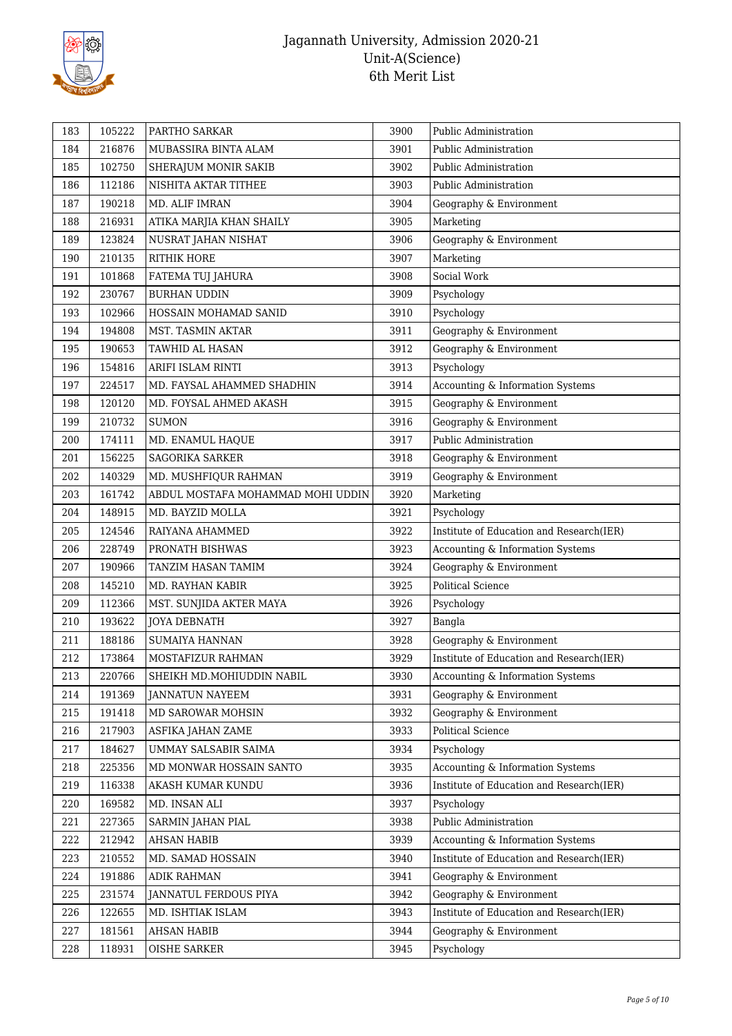# Jagannath University, Admission 2020-21
## Unit-A(Science)
## 6th Merit List

| | | | | |
|---|---|---|---|---|
| 183 | 105222 | PARTHO SARKAR | 3900 | Public Administration |
| 184 | 216876 | MUBASSIRA BINTA ALAM | 3901 | Public Administration |
| 185 | 102750 | SHERAJUM MONIR SAKIB | 3902 | Public Administration |
| 186 | 112186 | NISHITA AKTAR TITHEE | 3903 | Public Administration |
| 187 | 190218 | MD. ALIF IMRAN | 3904 | Geography & Environment |
| 188 | 216931 | ATIKA MARJIA KHAN SHAILY | 3905 | Marketing |
| 189 | 123824 | NUSRAT JAHAN NISHAT | 3906 | Geography & Environment |
| 190 | 210135 | RITHIK HORE | 3907 | Marketing |
| 191 | 101868 | FATEMA TUJ JAHURA | 3908 | Social Work |
| 192 | 230767 | BURHAN UDDIN | 3909 | Psychology |
| 193 | 102966 | HOSSAIN MOHAMAD SANID | 3910 | Psychology |
| 194 | 194808 | MST. TASMIN AKTAR | 3911 | Geography & Environment |
| 195 | 190653 | TAWHID AL HASAN | 3912 | Geography & Environment |
| 196 | 154816 | ARIFI ISLAM RINTI | 3913 | Psychology |
| 197 | 224517 | MD. FAYSAL AHAMMED SHADHIN | 3914 | Accounting & Information Systems |
| 198 | 120120 | MD. FOYSAL AHMED AKASH | 3915 | Geography & Environment |
| 199 | 210732 | SUMON | 3916 | Geography & Environment |
| 200 | 174111 | MD. ENAMUL HAQUE | 3917 | Public Administration |
| 201 | 156225 | SAGORIKA SARKER | 3918 | Geography & Environment |
| 202 | 140329 | MD. MUSHFIQUR RAHMAN | 3919 | Geography & Environment |
| 203 | 161742 | ABDUL MOSTAFA MOHAMMAD MOHI UDDIN | 3920 | Marketing |
| 204 | 148915 | MD. BAYZID MOLLA | 3921 | Psychology |
| 205 | 124546 | RAIYANA AHAMMED | 3922 | Institute of Education and Research(IER) |
| 206 | 228749 | PRONATH BISHWAS | 3923 | Accounting & Information Systems |
| 207 | 190966 | TANZIM HASAN TAMIM | 3924 | Geography & Environment |
| 208 | 145210 | MD. RAYHAN KABIR | 3925 | Political Science |
| 209 | 112366 | MST. SUNJIDA AKTER MAYA | 3926 | Psychology |
| 210 | 193622 | JOYA DEBNATH | 3927 | Bangla |
| 211 | 188186 | SUMAIYA HANNAN | 3928 | Geography & Environment |
| 212 | 173864 | MOSTAFIZUR RAHMAN | 3929 | Institute of Education and Research(IER) |
| 213 | 220766 | SHEIKH MD.MOHIUDDIN NABIL | 3930 | Accounting & Information Systems |
| 214 | 191369 | JANNATUN NAYEEM | 3931 | Geography & Environment |
| 215 | 191418 | MD SAROWAR MOHSIN | 3932 | Geography & Environment |
| 216 | 217903 | ASFIKA JAHAN ZAME | 3933 | Political Science |
| 217 | 184627 | UMMAY SALSABIR SAIMA | 3934 | Psychology |
| 218 | 225356 | MD MONWAR HOSSAIN SANTO | 3935 | Accounting & Information Systems |
| 219 | 116338 | AKASH KUMAR KUNDU | 3936 | Institute of Education and Research(IER) |
| 220 | 169582 | MD. INSAN ALI | 3937 | Psychology |
| 221 | 227365 | SARMIN JAHAN PIAL | 3938 | Public Administration |
| 222 | 212942 | AHSAN HABIB | 3939 | Accounting & Information Systems |
| 223 | 210552 | MD. SAMAD HOSSAIN | 3940 | Institute of Education and Research(IER) |
| 224 | 191886 | ADIK RAHMAN | 3941 | Geography & Environment |
| 225 | 231574 | JANNATUL FERDOUS PIYA | 3942 | Geography & Environment |
| 226 | 122655 | MD. ISHTIAK ISLAM | 3943 | Institute of Education and Research(IER) |
| 227 | 181561 | AHSAN HABIB | 3944 | Geography & Environment |
| 228 | 118931 | OISHE SARKER | 3945 | Psychology |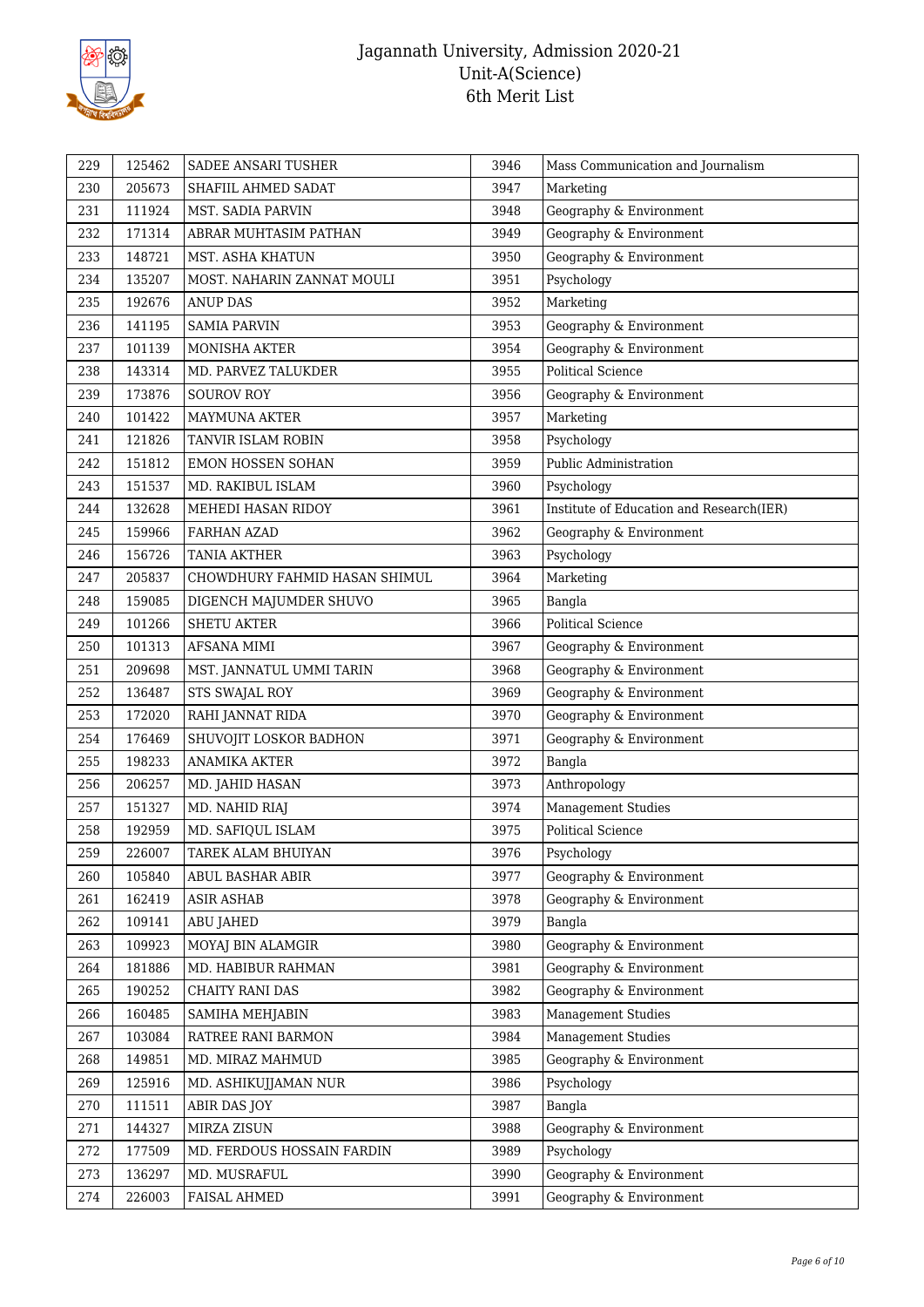| 229 | 125462 | SADEE ANSARI TUSHER | 3946 | Mass Communication and Journalism |
|---|---|---|---|---|
| 230 | 205673 | SHAFIIL AHMED SADAT | 3947 | Marketing |
| 231 | 111924 | MST. SADIA PARVIN | 3948 | Geography & Environment |
| 232 | 171314 | ABRAR MUHTASIM PATHAN | 3949 | Geography & Environment |
| 233 | 148721 | MST. ASHA KHATUN | 3950 | Geography & Environment |
| 234 | 135207 | MOST. NAHARIN ZANNAT MOULI | 3951 | Psychology |
| 235 | 192676 | ANUP DAS | 3952 | Marketing |
| 236 | 141195 | SAMIA PARVIN | 3953 | Geography & Environment |
| 237 | 101139 | MONISHA AKTER | 3954 | Geography & Environment |
| 238 | 143314 | MD. PARVEZ TALUKDER | 3955 | Political Science |
| 239 | 173876 | SOUROV ROY | 3956 | Geography & Environment |
| 240 | 101422 | MAYMUNA AKTER | 3957 | Marketing |
| 241 | 121826 | TANVIR ISLAM ROBIN | 3958 | Psychology |
| 242 | 151812 | EMON HOSSEN SOHAN | 3959 | Public Administration |
| 243 | 151537 | MD. RAKIBUL ISLAM | 3960 | Psychology |
| 244 | 132628 | MEHEDI HASAN RIDOY | 3961 | Institute of Education and Research(IER) |
| 245 | 159966 | FARHAN AZAD | 3962 | Geography & Environment |
| 246 | 156726 | TANIA AKTHER | 3963 | Psychology |
| 247 | 205837 | CHOWDHURY FAHMID HASAN SHIMUL | 3964 | Marketing |
| 248 | 159085 | DIGENCH MAJUMDER SHUVO | 3965 | Bangla |
| 249 | 101266 | SHETU AKTER | 3966 | Political Science |
| 250 | 101313 | AFSANA MIMI | 3967 | Geography & Environment |
| 251 | 209698 | MST. JANNATUL UMMI TARIN | 3968 | Geography & Environment |
| 252 | 136487 | STS SWAJAL ROY | 3969 | Geography & Environment |
| 253 | 172020 | RAHI JANNAT RIDA | 3970 | Geography & Environment |
| 254 | 176469 | SHUVOJIT LOSKOR BADHON | 3971 | Geography & Environment |
| 255 | 198233 | ANAMIKA AKTER | 3972 | Bangla |
| 256 | 206257 | MD. JAHID HASAN | 3973 | Anthropology |
| 257 | 151327 | MD. NAHID RIAJ | 3974 | Management Studies |
| 258 | 192959 | MD. SAFIQUL ISLAM | 3975 | Political Science |
| 259 | 226007 | TAREK ALAM BHUIYAN | 3976 | Psychology |
| 260 | 105840 | ABUL BASHAR ABIR | 3977 | Geography & Environment |
| 261 | 162419 | ASIR ASHAB | 3978 | Geography & Environment |
| 262 | 109141 | ABU JAHED | 3979 | Bangla |
| 263 | 109923 | MOYAJ BIN ALAMGIR | 3980 | Geography & Environment |
| 264 | 181886 | MD. HABIBUR RAHMAN | 3981 | Geography & Environment |
| 265 | 190252 | CHAITY RANI DAS | 3982 | Geography & Environment |
| 266 | 160485 | SAMIHA MEHJABIN | 3983 | Management Studies |
| 267 | 103084 | RATREE RANI BARMON | 3984 | Management Studies |
| 268 | 149851 | MD. MIRAZ MAHMUD | 3985 | Geography & Environment |
| 269 | 125916 | MD. ASHIKUJJAMAN NUR | 3986 | Psychology |
| 270 | 111511 | ABIR DAS JOY | 3987 | Bangla |
| 271 | 144327 | MIRZA ZISUN | 3988 | Geography & Environment |
| 272 | 177509 | MD. FERDOUS HOSSAIN FARDIN | 3989 | Psychology |
| 273 | 136297 | MD. MUSRAFUL | 3990 | Geography & Environment |
| 274 | 226003 | FAISAL AHMED | 3991 | Geography & Environment |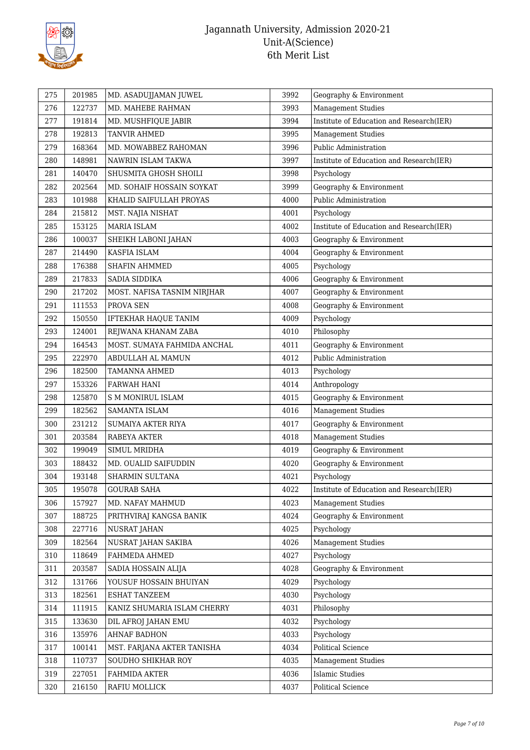# Jagannath University, Admission 2020-21
## Unit-A(Science)
## 6th Merit List

| 275 | 201985 | MD. ASADUJJAMAN JUWEL | 3992 | Geography & Environment |
|---|---|---|---|---|
| 276 | 122737 | MD. MAHEBE RAHMAN | 3993 | Management Studies |
| 277 | 191814 | MD. MUSHFIQUE JABIR | 3994 | Institute of Education and Research(IER) |
| 278 | 192813 | TANVIR AHMED | 3995 | Management Studies |
| 279 | 168364 | MD. MOWABBEZ RAHOMAN | 3996 | Public Administration |
| 280 | 148981 | NAWRIN ISLAM TAKWA | 3997 | Institute of Education and Research(IER) |
| 281 | 140470 | SHUSMITA GHOSH SHOILI | 3998 | Psychology |
| 282 | 202564 | MD. SOHAIF HOSSAIN SOYKAT | 3999 | Geography & Environment |
| 283 | 101988 | KHALID SAIFULLAH PROYAS | 4000 | Public Administration |
| 284 | 215812 | MST. NAJIA NISHAT | 4001 | Psychology |
| 285 | 153125 | MARIA ISLAM | 4002 | Institute of Education and Research(IER) |
| 286 | 100037 | SHEIKH LABONI JAHAN | 4003 | Geography & Environment |
| 287 | 214490 | KASFIA ISLAM | 4004 | Geography & Environment |
| 288 | 176388 | SHAFIN AHMMED | 4005 | Psychology |
| 289 | 217833 | SADIA SIDDIKA | 4006 | Geography & Environment |
| 290 | 217202 | MOST. NAFISA TASNIM NIRJHAR | 4007 | Geography & Environment |
| 291 | 111553 | PROVA SEN | 4008 | Geography & Environment |
| 292 | 150550 | IFTEKHAR HAQUE TANIM | 4009 | Psychology |
| 293 | 124001 | REJWANA KHANAM ZABA | 4010 | Philosophy |
| 294 | 164543 | MOST. SUMAYA FAHMIDA ANCHAL | 4011 | Geography & Environment |
| 295 | 222970 | ABDULLAH AL MAMUN | 4012 | Public Administration |
| 296 | 182500 | TAMANNA AHMED | 4013 | Psychology |
| 297 | 153326 | FARWAH HANI | 4014 | Anthropology |
| 298 | 125870 | S M MONIRUL ISLAM | 4015 | Geography & Environment |
| 299 | 182562 | SAMANTA ISLAM | 4016 | Management Studies |
| 300 | 231212 | SUMAIYA AKTER RIYA | 4017 | Geography & Environment |
| 301 | 203584 | RABEYA AKTER | 4018 | Management Studies |
| 302 | 199049 | SIMUL MRIDHA | 4019 | Geography & Environment |
| 303 | 188432 | MD. OUALID SAIFUDDIN | 4020 | Geography & Environment |
| 304 | 193148 | SHARMIN SULTANA | 4021 | Psychology |
| 305 | 195078 | GOURAB SAHA | 4022 | Institute of Education and Research(IER) |
| 306 | 157927 | MD. NAFAY MAHMUD | 4023 | Management Studies |
| 307 | 188725 | PRITHVIRAJ KANGSA BANIK | 4024 | Geography & Environment |
| 308 | 227716 | NUSRAT JAHAN | 4025 | Psychology |
| 309 | 182564 | NUSRAT JAHAN SAKIBA | 4026 | Management Studies |
| 310 | 118649 | FAHMEDA AHMED | 4027 | Psychology |
| 311 | 203587 | SADIA HOSSAIN ALIJA | 4028 | Geography & Environment |
| 312 | 131766 | YOUSUF HOSSAIN BHUIYAN | 4029 | Psychology |
| 313 | 182561 | ESHAT TANZEEM | 4030 | Psychology |
| 314 | 111915 | KANIZ SHUMARIA ISLAM CHERRY | 4031 | Philosophy |
| 315 | 133630 | DIL AFROJ JAHAN EMU | 4032 | Psychology |
| 316 | 135976 | AHNAF BADHON | 4033 | Psychology |
| 317 | 100141 | MST. FARJANA AKTER TANISHA | 4034 | Political Science |
| 318 | 110737 | SOUDHO SHIKHAR ROY | 4035 | Management Studies |
| 319 | 227051 | FAHMIDA AKTER | 4036 | Islamic Studies |
| 320 | 216150 | RAFIU MOLLICK | 4037 | Political Science |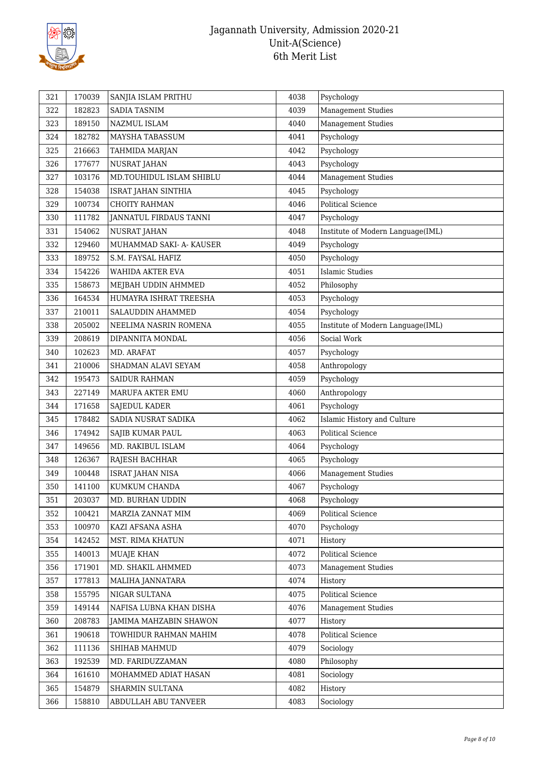| 321 | 170039 | SANJIA ISLAM PRITHU | 4038 | Psychology |
|---|---|---|---|---|
| 322 | 182823 | SADIA TASNIM | 4039 | Management Studies |
| 323 | 189150 | NAZMUL ISLAM | 4040 | Management Studies |
| 324 | 182782 | MAYSHA TABASSUM | 4041 | Psychology |
| 325 | 216663 | TAHMIDA MARJAN | 4042 | Psychology |
| 326 | 177677 | NUSRAT JAHAN | 4043 | Psychology |
| 327 | 103176 | MD.TOUHIDUL ISLAM SHIBLU | 4044 | Management Studies |
| 328 | 154038 | ISRAT JAHAN SINTHIA | 4045 | Psychology |
| 329 | 100734 | CHOITY RAHMAN | 4046 | Political Science |
| 330 | 111782 | JANNATUL FIRDAUS TANNI | 4047 | Psychology |
| 331 | 154062 | NUSRAT JAHAN | 4048 | Institute of Modern Language(IML) |
| 332 | 129460 | MUHAMMAD SAKI- A- KAUSER | 4049 | Psychology |
| 333 | 189752 | S.M. FAYSAL HAFIZ | 4050 | Psychology |
| 334 | 154226 | WAHIDA AKTER EVA | 4051 | Islamic Studies |
| 335 | 158673 | MEJBAH UDDIN AHMMED | 4052 | Philosophy |
| 336 | 164534 | HUMAYRA ISHRAT TREESHA | 4053 | Psychology |
| 337 | 210011 | SALAUDDIN AHAMMED | 4054 | Psychology |
| 338 | 205002 | NEELIMA NASRIN ROMENA | 4055 | Institute of Modern Language(IML) |
| 339 | 208619 | DIPANNITA MONDAL | 4056 | Social Work |
| 340 | 102623 | MD. ARAFAT | 4057 | Psychology |
| 341 | 210006 | SHADMAN ALAVI SEYAM | 4058 | Anthropology |
| 342 | 195473 | SAIDUR RAHMAN | 4059 | Psychology |
| 343 | 227149 | MARUFA AKTER EMU | 4060 | Anthropology |
| 344 | 171658 | SAJEDUL KADER | 4061 | Psychology |
| 345 | 178482 | SADIA NUSRAT SADIKA | 4062 | Islamic History and Culture |
| 346 | 174942 | SAJIB KUMAR PAUL | 4063 | Political Science |
| 347 | 149656 | MD. RAKIBUL ISLAM | 4064 | Psychology |
| 348 | 126367 | RAJESH BACHHAR | 4065 | Psychology |
| 349 | 100448 | ISRAT JAHAN NISA | 4066 | Management Studies |
| 350 | 141100 | KUMKUM CHANDA | 4067 | Psychology |
| 351 | 203037 | MD. BURHAN UDDIN | 4068 | Psychology |
| 352 | 100421 | MARZIA ZANNAT MIM | 4069 | Political Science |
| 353 | 100970 | KAZI AFSANA ASHA | 4070 | Psychology |
| 354 | 142452 | MST. RIMA KHATUN | 4071 | History |
| 355 | 140013 | MUAJE KHAN | 4072 | Political Science |
| 356 | 171901 | MD. SHAKIL AHMMED | 4073 | Management Studies |
| 357 | 177813 | MALIHA JANNATARA | 4074 | History |
| 358 | 155795 | NIGAR SULTANA | 4075 | Political Science |
| 359 | 149144 | NAFISA LUBNA KHAN DISHA | 4076 | Management Studies |
| 360 | 208783 | JAMIMA MAHZABIN SHAWON | 4077 | History |
| 361 | 190618 | TOWHIDUR RAHMAN MAHIM | 4078 | Political Science |
| 362 | 111136 | SHIHAB MAHMUD | 4079 | Sociology |
| 363 | 192539 | MD. FARIDUZZAMAN | 4080 | Philosophy |
| 364 | 161610 | MOHAMMED ADIAT HASAN | 4081 | Sociology |
| 365 | 154879 | SHARMIN SULTANA | 4082 | History |
| 366 | 158810 | ABDULLAH ABU TANVEER | 4083 | Sociology |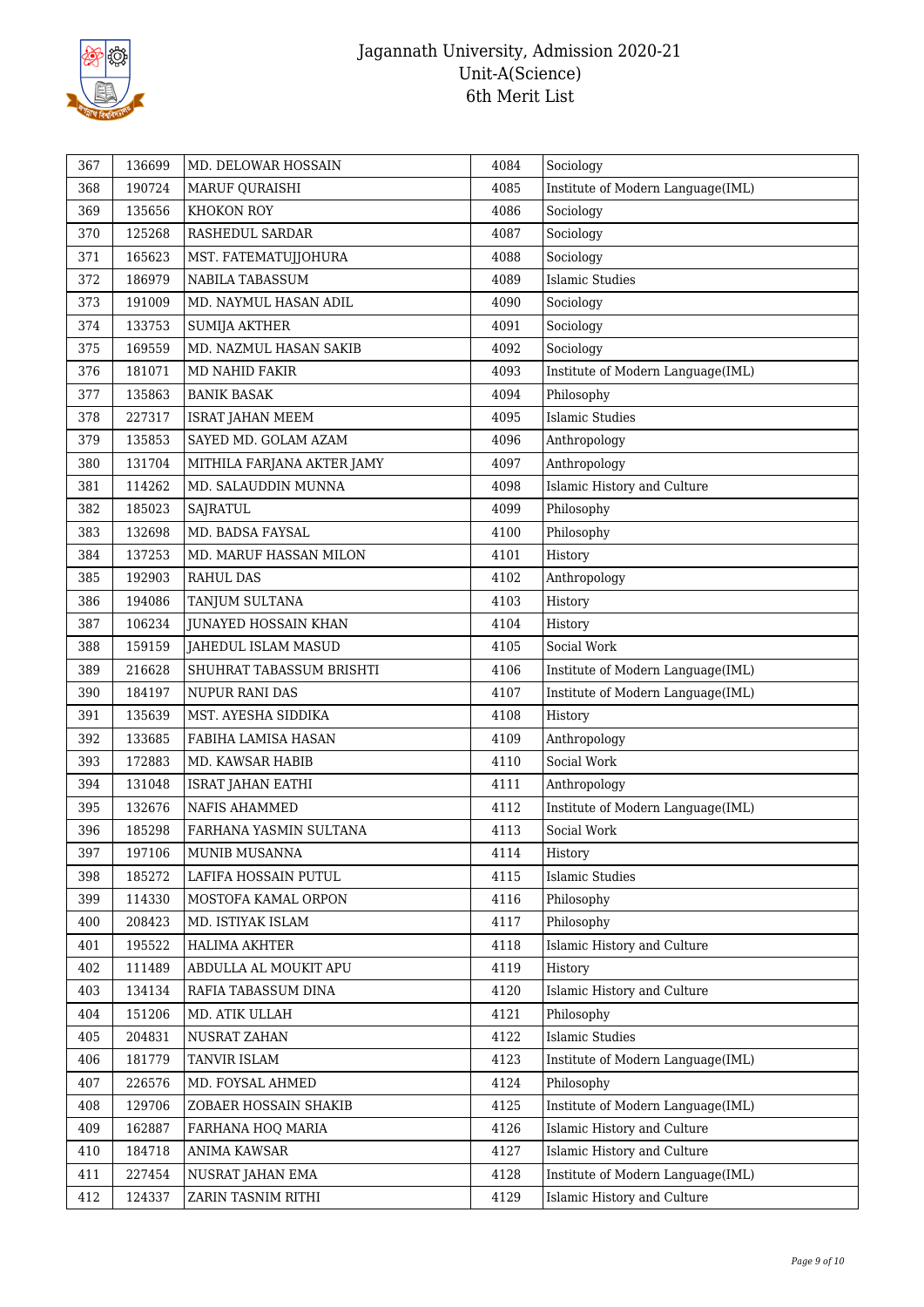# Jagannath University, Admission 2020-21
## Unit-A(Science)
## 6th Merit List

| | | | | |
|---|---|---|---|---|
| 367 | 136699 | MD. DELOWAR HOSSAIN | 4084 | Sociology |
| 368 | 190724 | MARUF QURAISHI | 4085 | Institute of Modern Language(IML) |
| 369 | 135656 | KHOKON ROY | 4086 | Sociology |
| 370 | 125268 | RASHEDUL SARDAR | 4087 | Sociology |
| 371 | 165623 | MST. FATEMATUJJOHURA | 4088 | Sociology |
| 372 | 186979 | NABILA TABASSUM | 4089 | Islamic Studies |
| 373 | 191009 | MD. NAYMUL HASAN ADIL | 4090 | Sociology |
| 374 | 133753 | SUMIJA AKTHER | 4091 | Sociology |
| 375 | 169559 | MD. NAZMUL HASAN SAKIB | 4092 | Sociology |
| 376 | 181071 | MD NAHID FAKIR | 4093 | Institute of Modern Language(IML) |
| 377 | 135863 | BANIK BASAK | 4094 | Philosophy |
| 378 | 227317 | ISRAT JAHAN MEEM | 4095 | Islamic Studies |
| 379 | 135853 | SAYED MD. GOLAM AZAM | 4096 | Anthropology |
| 380 | 131704 | MITHILA FARJANA AKTER JAMY | 4097 | Anthropology |
| 381 | 114262 | MD. SALAUDDIN MUNNA | 4098 | Islamic History and Culture |
| 382 | 185023 | SAJRATUL | 4099 | Philosophy |
| 383 | 132698 | MD. BADSA FAYSAL | 4100 | Philosophy |
| 384 | 137253 | MD. MARUF HASSAN MILON | 4101 | History |
| 385 | 192903 | RAHUL DAS | 4102 | Anthropology |
| 386 | 194086 | TANJUM SULTANA | 4103 | History |
| 387 | 106234 | JUNAYED HOSSAIN KHAN | 4104 | History |
| 388 | 159159 | JAHEDUL ISLAM MASUD | 4105 | Social Work |
| 389 | 216628 | SHUHRAT TABASSUM BRISHTI | 4106 | Institute of Modern Language(IML) |
| 390 | 184197 | NUPUR RANI DAS | 4107 | Institute of Modern Language(IML) |
| 391 | 135639 | MST. AYESHA SIDDIKA | 4108 | History |
| 392 | 133685 | FABIHA LAMISA HASAN | 4109 | Anthropology |
| 393 | 172883 | MD. KAWSAR HABIB | 4110 | Social Work |
| 394 | 131048 | ISRAT JAHAN EATHI | 4111 | Anthropology |
| 395 | 132676 | NAFIS AHAMMED | 4112 | Institute of Modern Language(IML) |
| 396 | 185298 | FARHANA YASMIN SULTANA | 4113 | Social Work |
| 397 | 197106 | MUNIB MUSANNA | 4114 | History |
| 398 | 185272 | LAFIFA HOSSAIN PUTUL | 4115 | Islamic Studies |
| 399 | 114330 | MOSTOFA KAMAL ORPON | 4116 | Philosophy |
| 400 | 208423 | MD. ISTIYAK ISLAM | 4117 | Philosophy |
| 401 | 195522 | HALIMA AKHTER | 4118 | Islamic History and Culture |
| 402 | 111489 | ABDULLA AL MOUKIT APU | 4119 | History |
| 403 | 134134 | RAFIA TABASSUM DINA | 4120 | Islamic History and Culture |
| 404 | 151206 | MD. ATIK ULLAH | 4121 | Philosophy |
| 405 | 204831 | NUSRAT ZAHAN | 4122 | Islamic Studies |
| 406 | 181779 | TANVIR ISLAM | 4123 | Institute of Modern Language(IML) |
| 407 | 226576 | MD. FOYSAL AHMED | 4124 | Philosophy |
| 408 | 129706 | ZOBAER HOSSAIN SHAKIB | 4125 | Institute of Modern Language(IML) |
| 409 | 162887 | FARHANA HOQ MARIA | 4126 | Islamic History and Culture |
| 410 | 184718 | ANIMA KAWSAR | 4127 | Islamic History and Culture |
| 411 | 227454 | NUSRAT JAHAN EMA | 4128 | Institute of Modern Language(IML) |
| 412 | 124337 | ZARIN TASNIM RITHI | 4129 | Islamic History and Culture |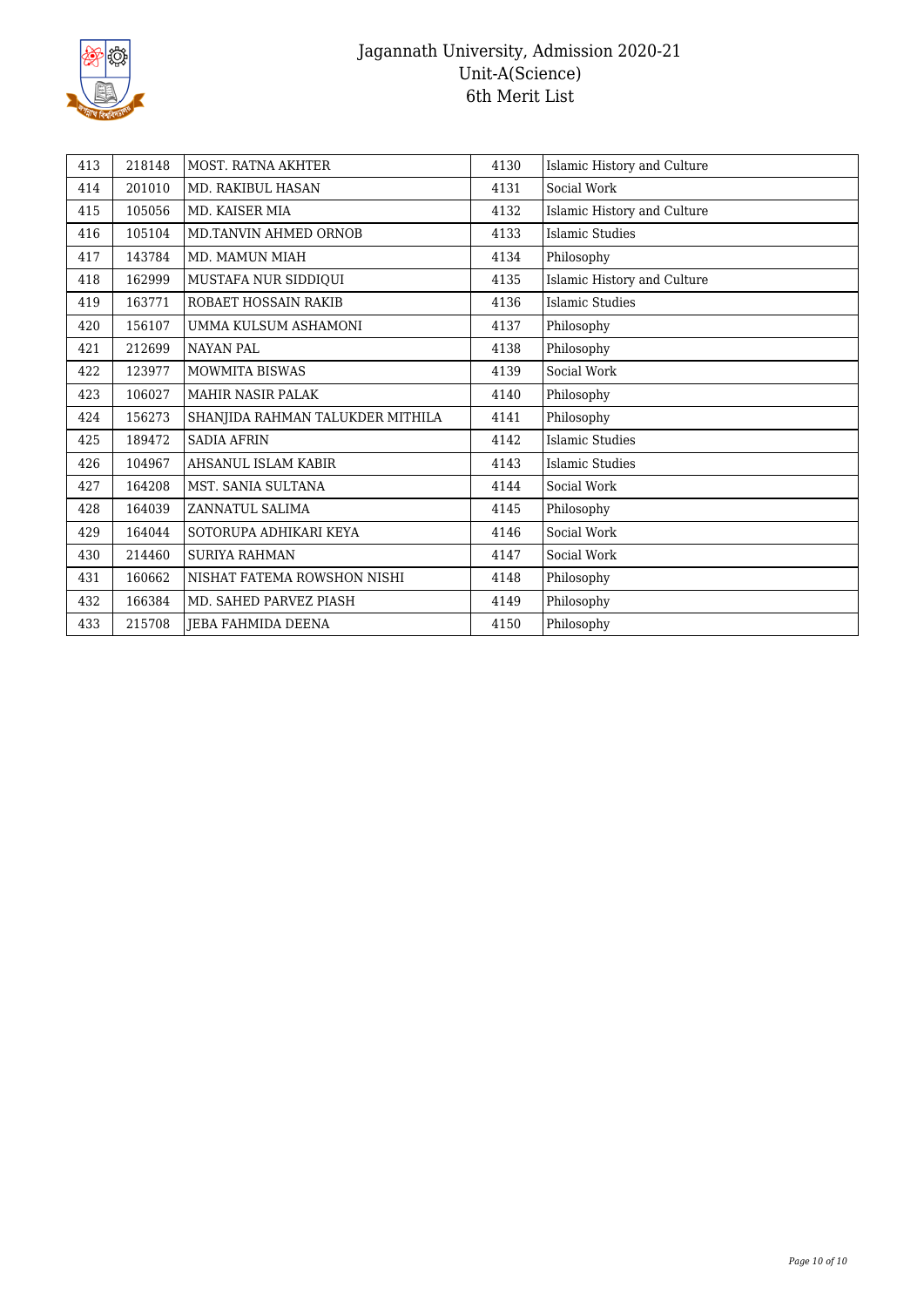| | | | | |
|---|---|---|---|---|
| 413 | 218148 | MOST. RATNA AKHTER | 4130 | Islamic History and Culture |
| 414 | 201010 | MD. RAKIBUL HASAN | 4131 | Social Work |
| 415 | 105056 | MD. KAISER MIA | 4132 | Islamic History and Culture |
| 416 | 105104 | MD.TANVIN AHMED ORNOB | 4133 | Islamic Studies |
| 417 | 143784 | MD. MAMUN MIAH | 4134 | Philosophy |
| 418 | 162999 | MUSTAFA NUR SIDDIQUI | 4135 | Islamic History and Culture |
| 419 | 163771 | ROBAET HOSSAIN RAKIB | 4136 | Islamic Studies |
| 420 | 156107 | UMMA KULSUM ASHAMONI | 4137 | Philosophy |
| 421 | 212699 | NAYAN PAL | 4138 | Philosophy |
| 422 | 123977 | MOWMITA BISWAS | 4139 | Social Work |
| 423 | 106027 | MAHIR NASIR PALAK | 4140 | Philosophy |
| 424 | 156273 | SHANJIDA RAHMAN TALUKDER MITHILA | 4141 | Philosophy |
| 425 | 189472 | SADIA AFRIN | 4142 | Islamic Studies |
| 426 | 104967 | AHSANUL ISLAM KABIR | 4143 | Islamic Studies |
| 427 | 164208 | MST. SANIA SULTANA | 4144 | Social Work |
| 428 | 164039 | ZANNATUL SALIMA | 4145 | Philosophy |
| 429 | 164044 | SOTORUPA ADHIKARI KEYA | 4146 | Social Work |
| 430 | 214460 | SURIYA RAHMAN | 4147 | Social Work |
| 431 | 160662 | NISHAT FATEMA ROWSHON NISHI | 4148 | Philosophy |
| 432 | 166384 | MD. SAHED PARVEZ PIASH | 4149 | Philosophy |
| 433 | 215708 | JEBA FAHMIDA DEENA | 4150 | Philosophy |